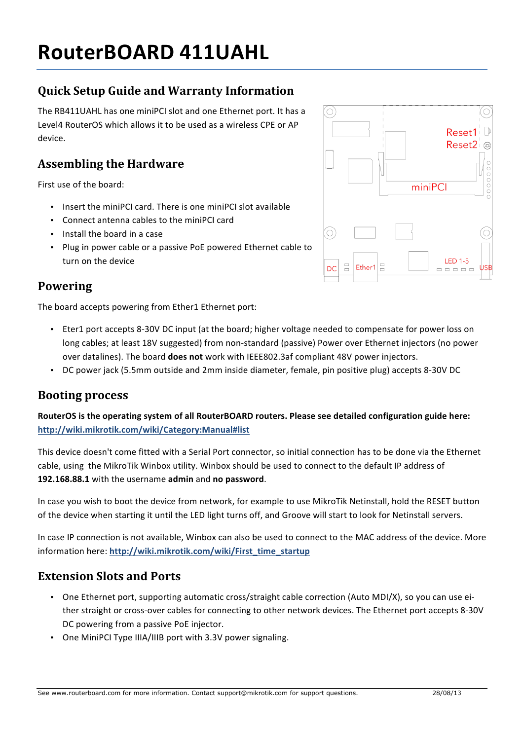# RouterBOARD 411UAHL

## Quick Setup Guide and Warranty Information

The RB411UAHL has one miniPCI slot and one Ethernet port. It has a Level4 RouterOS which allows it to be used as a wireless CPE or AP device.

## Assembling the Hardware

First use of the board:

- Insert the miniPCI card. There is one miniPCI slot available
- Connect antenna cables to the miniPCI card
- Install the board in a case
- Plug in power cable or a passive PoE powered Ethernet cable to turn on the device

## Powering

The board accepts powering from Ether1 Ethernet port:

- Eter1 port accepts 8-30V DC input (at the board; higher voltage needed to compensate for power loss on long cables; at least 18V suggested) from non-standard (passive) Power over Ethernet injectors (no power over datalines). The board **does not** work with IEEE802.3af compliant 48V power injectors.
- DC power jack (5.5mm outside and 2mm inside diameter, female, pin positive plug) accepts 8-30V DC

## Booting process

**RouterOS is the operating system of all RouterBOARD routers. Please see detailed configuration guide here: [http://wiki.mikrotik.com/wiki/Category:Manual#list](http://wiki.mikrotik.com/wiki/Category:Manual#list)**

This device doesn't come fitted with a Serial Port connector, so initial connection has to be done via the Ethernet cable, using the MikroTik Winbox utility. Winbox should be used to connect to the default IP address of **192.168.88.1** with the username **admin** and **no password**.

In case you wish to boot the device from network, for example to use MikroTik Netinstall, hold the RESET button of the device when starting it until the LED light turns off, and Groove will start to look for Netinstall servers.

In case IP connection is not available, Winbox can also be used to connect to the MAC address of the device. More information here: **[http://wiki.mikrotik.com/wiki/First_time_startup](http://wiki.mikrotik.com/wiki/First_time_startup)**

## Extension Slots and Ports

- One Ethernet port, supporting automatic cross/straight cable correction (Auto MDI/X), so you can use either straight or cross-over cables for connecting to other network devices. The Ethernet port accepts 8-30V DC powering from a passive PoE injector.
- One MiniPCI Type IIIA/IIIB port with 3.3V power signaling.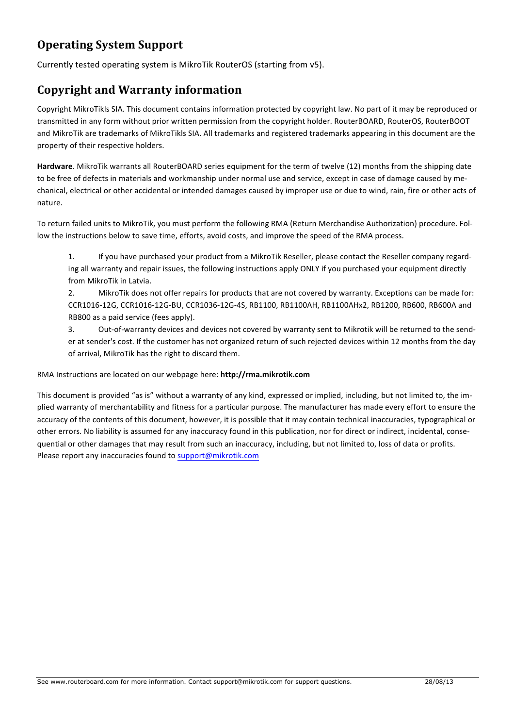## Operating System Support

Currently tested operating system is MikroTik RouterOS (starting from v5).

## Copyright and Warranty information

Copyright MikroTikls SIA. This document contains information protected by copyright law. No part of it may be reproduced or transmitted in any form without prior written permission from the copyright holder. RouterBOARD, RouterOS, RouterBOOT and MikroTik are trademarks of MikroTikls SIA. All trademarks and registered trademarks appearing in this document are the property of their respective holders.

**Hardware**. MikroTik warrants all RouterBOARD series equipment for the term of twelve (12) months from the shipping date to be free of defects in materials and workmanship under normal use and service, except in case of damage caused by mechanical, electrical or other accidental or intended damages caused by improper use or due to wind, rain, fire or other acts of nature.

To return failed units to MikroTik, you must perform the following RMA (Return Merchandise Authorization) procedure. Follow the instructions below to save time, efforts, avoid costs, and improve the speed of the RMA process.

1. If you have purchased your product from a MikroTik Reseller, please contact the Reseller company regarding all warranty and repair issues, the following instructions apply ONLY if you purchased your equipment directly from MikroTik in Latvia.
2. MikroTik does not offer repairs for products that are not covered by warranty. Exceptions can be made for: CCR1016-12G, CCR1016-12G-BU, CCR1036-12G-4S, RB1100, RB1100AH, RB1100AHx2, RB1200, RB600, RB600A and RB800 as a paid service (fees apply).
3. Out-of-warranty devices and devices not covered by warranty sent to Mikrotik will be returned to the sender at sender's cost. If the customer has not organized return of such rejected devices within 12 months from the day of arrival, MikroTik has the right to discard them.

RMA Instructions are located on our webpage here: **http://rma.mikrotik.com**

This document is provided "as is" without a warranty of any kind, expressed or implied, including, but not limited to, the implied warranty of merchantability and fitness for a particular purpose. The manufacturer has made every effort to ensure the accuracy of the contents of this document, however, it is possible that it may contain technical inaccuracies, typographical or other errors. No liability is assumed for any inaccuracy found in this publication, nor for direct or indirect, incidental, consequential or other damages that may result from such an inaccuracy, including, but not limited to, loss of data or profits. Please report any inaccuracies found to support@mikrotik.com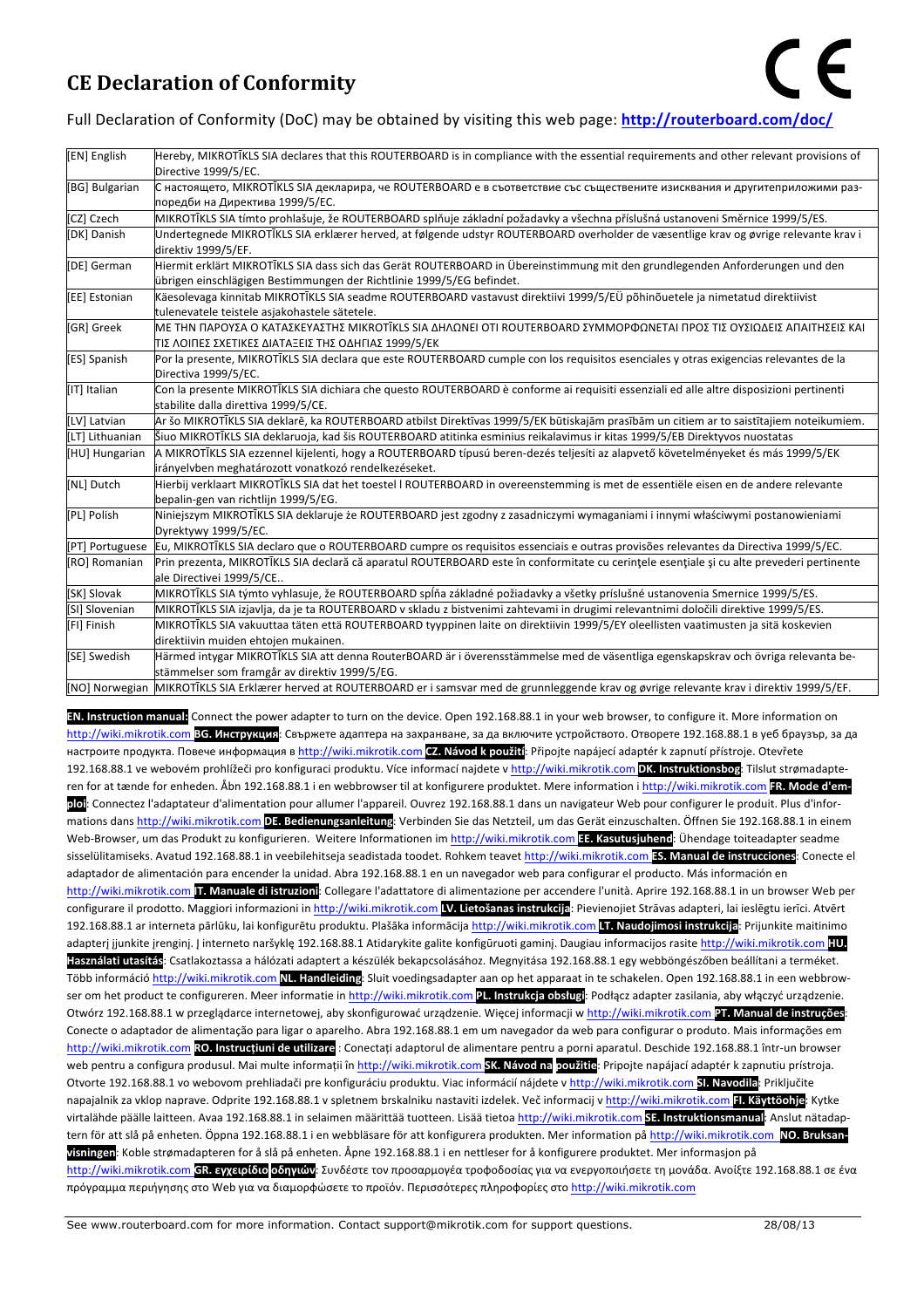# CE Declaration of Conformity

Full Declaration of Conformity (DoC) may be obtained by visiting this web page: **http://routerboard.com/doc/**

| | |
|---|---|
| [EN] English | Hereby, MIKROTĪKLS SIA declares that this ROUTERBOARD is in compliance with the essential requirements and other relevant provisions of Directive 1999/5/EC. |
| [BG] Bulgarian | С настоящето, MIKROTĪKLS SIA декларира, че ROUTERBOARD е в съответствие със съществените изисквания и другитеприложими разпоредби на Директива 1999/5/ЕС. |
| [CZ] Czech | MIKROTĪKLS SIA tímto prohlašuje, že ROUTERBOARD splňuje základní požadavky a všechna příslušná ustanoveni Směrnice 1999/5/ES. |
| [DK] Danish | Undertegnede MIKROTĪKLS SIA erklærer herved, at følgende udstyr ROUTERBOARD overholder de væsentlige krav og øvrige relevante krav i direktiv 1999/5/EF. |
| [DE] German | Hiermit erklärt MIKROTĪKLS SIA dass sich das Gerät ROUTERBOARD in Übereinstimmung mit den grundlegenden Anforderungen und den übrigen einschlägigen Bestimmungen der Richtlinie 1999/5/EG befindet. |
| [EE] Estonian | Käesolevaga kinnitab MIKROTĪKLS SIA seadme ROUTERBOARD vastavust direktiivi 1999/5/EÜ põhinõuetele ja nimetatud direktiivist tulenevatele teistele asjakohastele sätetele. |
| [GR] Greek | ΜΕ ΤΗΝ ΠΑΡΟΥΣΑ Ο ΚΑΤΑΣΚΕΥΑΣΤΗΣ MIKROTĪKLS SIA ΔΗΛΩΝΕΙ ΟΤΙ ROUTERBOARD ΣΥΜΜΟΡΦΩΝΕΤΑΙ ΠΡΟΣ ΤΙΣ ΟΥΣΙΩΔΕΙΣ ΑΠΑΙΤΗΣΕΙΣ ΚΑΙ ΤΙΣ ΛΟΙΠΕΣ ΣΧΕΤΙΚΕΣ ΔΙΑΤΑΞΕΙΣ ΤΗΣ ΟΔΗΓΙΑΣ 1999/5/ΕΚ |
| [ES] Spanish | Por la presente, MIKROTĪKLS SIA declara que este ROUTERBOARD cumple con los requisitos esenciales y otras exigencias relevantes de la Directiva 1999/5/EC. |
| [IT] Italian | Con la presente MIKROTĪKLS SIA dichiara che questo ROUTERBOARD è conforme ai requisiti essenziali ed alle altre disposizioni pertinenti stabilite dalla direttiva 1999/5/CE. |
| [LV] Latvian | Ar šo MIKROTĪKLS SIA deklarē, ka ROUTERBOARD atbilst Direktīvas 1999/5/EK būtiskajām prasībām un citiem ar to saistītajiem noteikumiem. |
| [LT] Lithuanian | Šiuo MIKROTĪKLS SIA deklaruoja, kad šis ROUTERBOARD atitinka esminius reikalavimus ir kitas 1999/5/EB Direktyvos nuostatas |
| [HU] Hungarian | A MIKROTĪKLS SIA ezzennel kijelenti, hogy a ROUTERBOARD típusú beren-dezés teljesíti az alapvető követelményeket és más 1999/5/EK irányelvben meghatározott vonatkozó rendelkezéseket. |
| [NL] Dutch | Hierbij verklaart MIKROTĪKLS SIA dat het toestel l ROUTERBOARD in overeenstemming is met de essentiële eisen en de andere relevante bepalin-gen van richtlijn 1999/5/EG. |
| [PL] Polish | Niniejszym MIKROTĪKLS SIA deklaruje że ROUTERBOARD jest zgodny z zasadniczymi wymaganiami i innymi właściwymi postanowieniami Dyrektywy 1999/5/EC. |
| [PT] Portuguese | Eu, MIKROTĪKLS SIA declaro que o ROUTERBOARD cumpre os requisitos essenciais e outras provisões relevantes da Directiva 1999/5/EC. |
| [RO] Romanian | Prin prezenta, MIKROTĪKLS SIA declară că aparatul ROUTERBOARD este în conformitate cu cerinţele esenţiale şi cu alte prevederi pertinente ale Directivei 1999/5/CE.. |
| [SK] Slovak | MIKROTĪKLS SIA týmto vyhlasuje, že ROUTERBOARD spĺňa základné požiadavky a všetky príslušné ustanovenia Smernice 1999/5/ES. |
| [SI] Slovenian | MIKROTĪKLS SIA izjavlja, da je ta ROUTERBOARD v skladu z bistvenimi zahtevami in drugimi relevantnimi določili direktive 1999/5/ES. |
| [FI] Finish | MIKROTĪKLS SIA vakuuttaa täten että ROUTERBOARD tyyppinen laite on direktiivin 1999/5/EY oleellisten vaatimusten ja sitä koskevien direktiivin muiden ehtojen mukainen. |
| [SE] Swedish | Härmed intygar MIKROTĪKLS SIA att denna RouterBOARD är i överensstämmelse med de väsentliga egenskapskrav och övriga relevanta bestämmelser som framgår av direktiv 1999/5/EG. |
| [NO] Norwegian | MIKROTĪKLS SIA Erklærer herved at ROUTERBOARD er i samsvar med de grunnleggende krav og øvrige relevante krav i direktiv 1999/5/EF. |

**EN. Instruction manual:** Connect the power adapter to turn on the device. Open 192.168.88.1 in your web browser, to configure it. More information on http://wiki.mikrotik.com **BG. Инструкция**: Свържете адаптера на захранване, за да включите устройството. Отворете 192.168.88.1 в уеб браузър, за да настроите продукта. Повече информация в http://wiki.mikrotik.com **CZ. Návod k použití**: Připojte napájecí adaptér k zapnutí přístroje. Otevřete 192.168.88.1 ve webovém prohlížeči pro konfiguraci produktu. Více informací najdete v http://wiki.mikrotik.com **DK. Instruktionsbog**: Tilslut strømadapteren for at tænde for enheden. Åbn 192.168.88.1 i en webbrowser til at konfigurere produktet. Mere information i http://wiki.mikrotik.com **FR. Mode d'emploi**: Connectez l'adaptateur d'alimentation pour allumer l'appareil. Ouvrez 192.168.88.1 dans un navigateur Web pour configurer le produit. Plus d'informations dans http://wiki.mikrotik.com **DE. Bedienungsanleitung**: Verbinden Sie das Netzteil, um das Gerät einzuschalten. Öffnen Sie 192.168.88.1 in einem Web-Browser, um das Produkt zu konfigurieren. Weitere Informationen im http://wiki.mikrotik.com **EE. Kasutusjuhend**: Ühendage toiteadapter seadme sisselülitamiseks. Avatud 192.168.88.1 in veebilehitseja seadistada toodet. Rohkem teavet http://wiki.mikrotik.com **ES. Manual de instrucciones**: Conecte el adaptador de alimentación para encender la unidad. Abra 192.168.88.1 en un navegador web para configurar el producto. Más información en http://wiki.mikrotik.com **IT. Manuale di istruzioni**: Collegare l'adattatore di alimentazione per accendere l'unità. Aprire 192.168.88.1 in un browser Web per configurare il prodotto. Maggiori informazioni in http://wiki.mikrotik.com **LV. Lietošanas instrukcija**: Pievienojiet Strāvas adapteri, lai ieslēgtu ierīci. Atvērt 192.168.88.1 ar interneta pārlūku, lai konfigurētu produktu. Plašāka informācija http://wiki.mikrotik.com **LT. Naudojimosi instrukcija**: Prijunkite maitinimo adapterį įjunkite įrenginį. Į interneto naršyklę 192.168.88.1 Atidarykite galite konfigūruoti gaminį. Daugiau informacijos rasite http://wiki.mikrotik.com **HU. Használati utasítás**: Csatlakoztassa a hálózati adaptert a készülék bekapcsolásához. Megnyitása 192.168.88.1 egy webböngészőben beállítani a terméket. Több információ http://wiki.mikrotik.com **NL. Handleiding**: Sluit voedingsadapter aan op het apparaat in te schakelen. Open 192.168.88.1 in een webbrowser om het product te configureren. Meer informatie in http://wiki.mikrotik.com **PL. Instrukcja obsługi**: Podłącz adapter zasilania, aby włączyć urządzenie. Otwórz 192.168.88.1 w przeglądarce internetowej, aby skonfigurować urządzenie. Więcej informacji w http://wiki.mikrotik.com **PT. Manual de instruções**: Conecte o adaptador de alimentação para ligar o aparelho. Abra 192.168.88.1 em um navegador da web para configurar o produto. Mais informações em http://wiki.mikrotik.com **RO. Instrucțiuni de utilizare** : Conectaţi adaptorul de alimentare pentru a porni aparatul. Deschide 192.168.88.1 într-un browser web pentru a configura produsul. Mai multe informaţii în http://wiki.mikrotik.com **SK. Návod na použitie**: Pripojte napájací adaptér k zapnutiu prístroja. Otvorte 192.168.88.1 vo webovom prehliadači pre konfiguráciu produktu. Viac informácií nájdete v http://wiki.mikrotik.com **SI. Navodila**: Priključite napajalnik za vklop naprave. Odprite 192.168.88.1 v spletnem brskalniku nastaviti izdelek. Več informacij v http://wiki.mikrotik.com **FI. Käyttöohje**: Kytke virtalähde päälle laitteen. Avaa 192.168.88.1 in selaimen määrittää tuotteen. Lisää tietoa http://wiki.mikrotik.com **SE. Instruktionsmanual**: Anslut nätadaptern för att slå på enheten. Öppna 192.168.88.1 i en webbläsare för att konfigurera produkten. Mer information på http://wiki.mikrotik.com **NO. Bruksanvisningen**: Koble strømadapteren for å slå på enheten. Åpne 192.168.88.1 i en nettleser for å konfigurere produktet. Mer informasjon på http://wiki.mikrotik.com **GR. εγχειρίδιο οδηγιών**: Συνδέστε τον προσαρμογέα τροφοδοσίας για να ενεργοποιήσετε τη μονάδα. Ανοίξτε 192.168.88.1 σε ένα πρόγραμμα περιήγησης στο Web για να διαμορφώσετε το προϊόν. Περισσότερες πληροφορίες στο http://wiki.mikrotik.com

See www.routerboard.com for more information. Contact support@mikrotik.com for support questions. 28/08/13